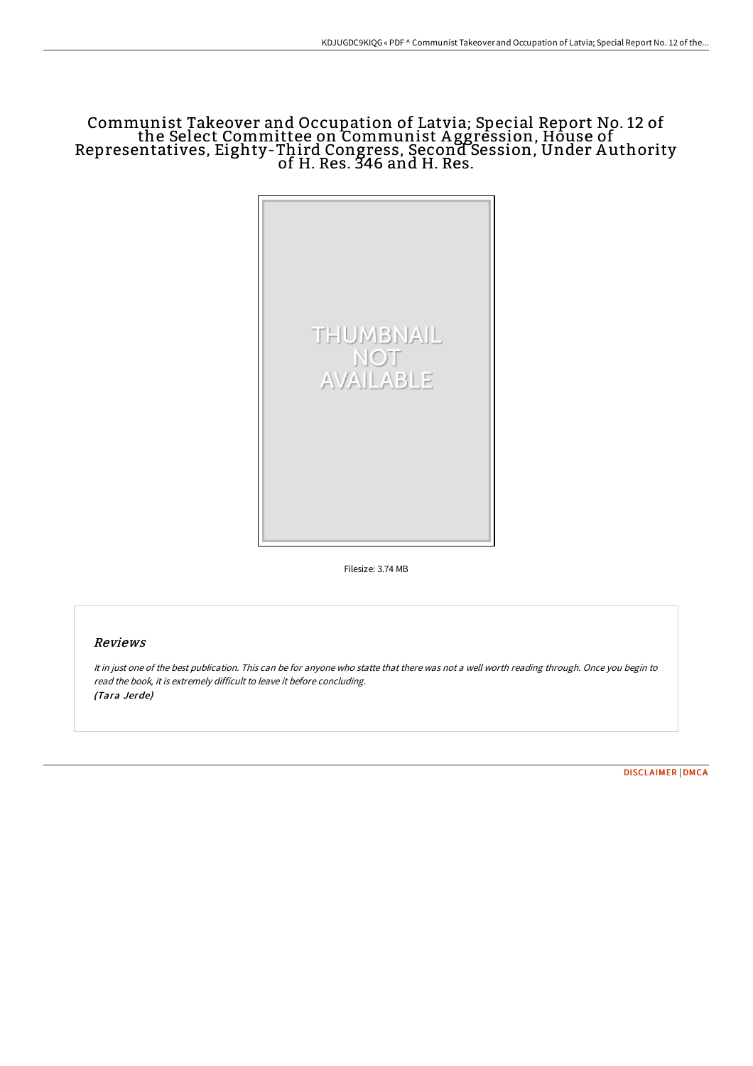# Communist Takeover and Occupation of Latvia; Special Report No. 12 of the Select Committee on Communist Aggression, House of Representatives, Eighty-Third Congress, Second Session, Under Authority of H. Res. 346 and H. Res.

Filesize: 3.74 MB

## Reviews

*It in just one of the best publication. This can be for anyone who statte that there was not a well worth reading through. Once you begin to read the book, it is extremely difficult to leave it before concluding.*
*(Tara Jerde)*

DISCLAIMER | DMCA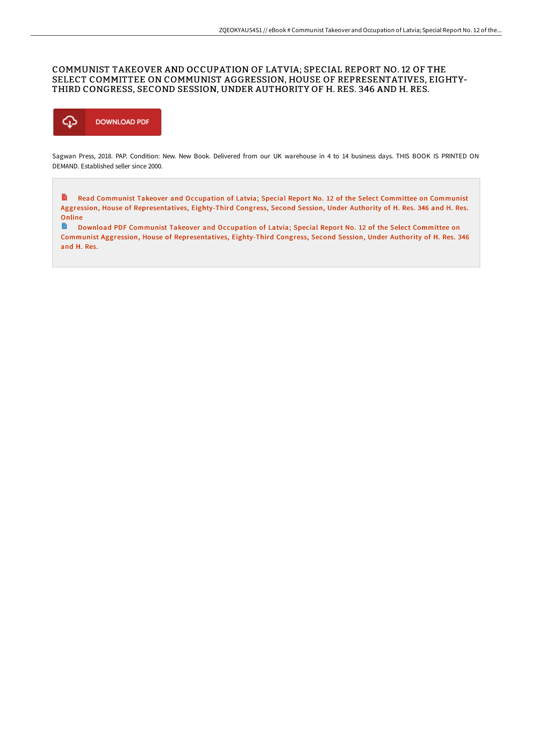# COMMUNIST TAKEOVER AND OCCUPATION OF LATVIA; SPECIAL REPORT NO. 12 OF THE SELECT COMMITTEE ON COMMUNIST AGGRESSION, HOUSE OF REPRESENTATIVES, EIGHTY-THIRD CONGRESS, SECOND SESSION, UNDER AUTHORITY OF H. RES. 346 AND H. RES.

DOWNLOAD PDF

Sagwan Press, 2018. PAP. Condition: New. New Book. Delivered from our UK warehouse in 4 to 14 business days. THIS BOOK IS PRINTED ON DEMAND. Established seller since 2000.

Read Communist Takeover and Occupation of Latvia; Special Report No. 12 of the Select Committee on Communist Aggression, House of Representatives, Eighty-Third Congress, Second Session, Under Authority of H. Res. 346 and H. Res. Online

Download PDF Communist Takeover and Occupation of Latvia; Special Report No. 12 of the Select Committee on Communist Aggression, House of Representatives, Eighty-Third Congress, Second Session, Under Authority of H. Res. 346 and H. Res.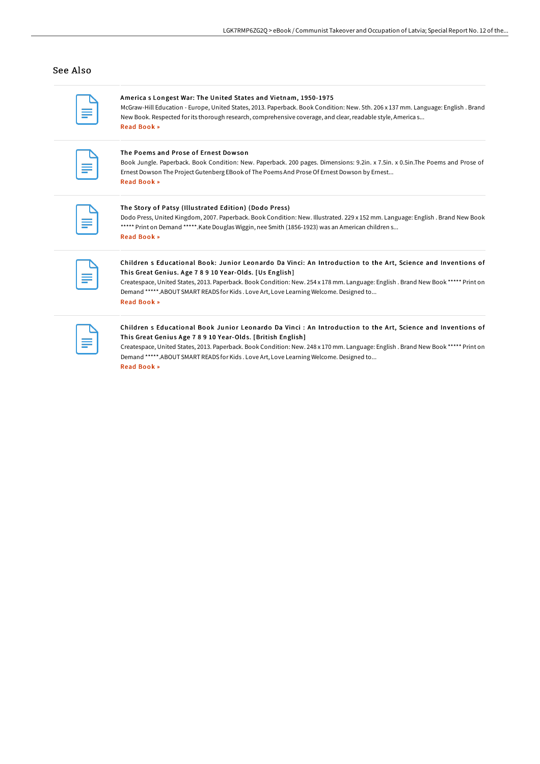## See Also

### America s Longest War: The United States and Vietnam, 1950-1975

McGraw-Hill Education - Europe, United States, 2013. Paperback. Book Condition: New. 5th. 206 x 137 mm. Language: English . Brand New Book. Respected for its thorough research, comprehensive coverage, and clear, readable style, America s...

Read Book »

### The Poems and Prose of Ernest Dowson

Book Jungle. Paperback. Book Condition: New. Paperback. 200 pages. Dimensions: 9.2in. x 7.5in. x 0.5in.The Poems and Prose of Ernest Dowson The Project Gutenberg EBook of The Poems And Prose Of Ernest Dowson by Ernest...

Read Book »

### The Story of Patsy (Illustrated Edition) (Dodo Press)

Dodo Press, United Kingdom, 2007. Paperback. Book Condition: New. Illustrated. 229 x 152 mm. Language: English . Brand New Book ***** Print on Demand *****.Kate Douglas Wiggin, nee Smith (1856-1923) was an American children s...

Read Book »

### Children s Educational Book: Junior Leonardo Da Vinci: An Introduction to the Art, Science and Inventions of This Great Genius. Age 7 8 9 10 Year-Olds. [Us English]

Createspace, United States, 2013. Paperback. Book Condition: New. 254 x 178 mm. Language: English . Brand New Book ***** Print on Demand *****.ABOUT SMART READS for Kids . Love Art, Love Learning Welcome. Designed to...

Read Book »

### Children s Educational Book Junior Leonardo Da Vinci : An Introduction to the Art, Science and Inventions of This Great Genius Age 7 8 9 10 Year-Olds. [British English]

Createspace, United States, 2013. Paperback. Book Condition: New. 248 x 170 mm. Language: English . Brand New Book ***** Print on Demand *****.ABOUT SMART READS for Kids . Love Art, Love Learning Welcome. Designed to...

Read Book »